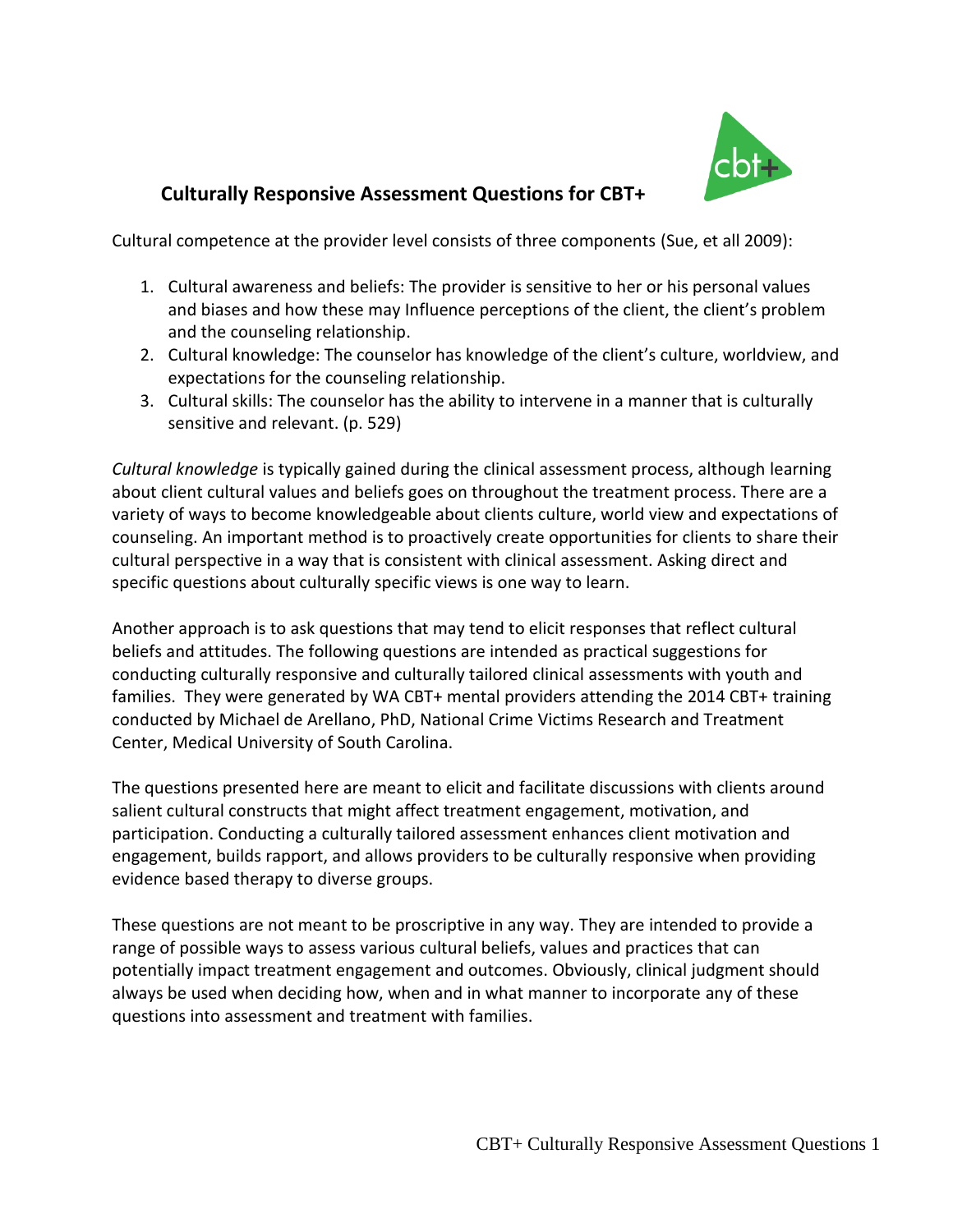# Culturally Responsive Assessment Questions for CBT+

Cultural competence at the provider level consists of three components (Sue, et all 2009):

1. Cultural awareness and beliefs: The provider is sensitive to her or his personal values and biases and how these may Influence perceptions of the client, the client's problem and the counseling relationship.
2. Cultural knowledge: The counselor has knowledge of the client's culture, worldview, and expectations for the counseling relationship.
3. Cultural skills: The counselor has the ability to intervene in a manner that is culturally sensitive and relevant. (p. 529)

*Cultural knowledge* is typically gained during the clinical assessment process, although learning about client cultural values and beliefs goes on throughout the treatment process. There are a variety of ways to become knowledgeable about clients culture, world view and expectations of counseling. An important method is to proactively create opportunities for clients to share their cultural perspective in a way that is consistent with clinical assessment. Asking direct and specific questions about culturally specific views is one way to learn.

Another approach is to ask questions that may tend to elicit responses that reflect cultural beliefs and attitudes. The following questions are intended as practical suggestions for conducting culturally responsive and culturally tailored clinical assessments with youth and families. They were generated by WA CBT+ mental providers attending the 2014 CBT+ training conducted by Michael de Arellano, PhD, National Crime Victims Research and Treatment Center, Medical University of South Carolina.

The questions presented here are meant to elicit and facilitate discussions with clients around salient cultural constructs that might affect treatment engagement, motivation, and participation. Conducting a culturally tailored assessment enhances client motivation and engagement, builds rapport, and allows providers to be culturally responsive when providing evidence based therapy to diverse groups.

These questions are not meant to be proscriptive in any way. They are intended to provide a range of possible ways to assess various cultural beliefs, values and practices that can potentially impact treatment engagement and outcomes. Obviously, clinical judgment should always be used when deciding how, when and in what manner to incorporate any of these questions into assessment and treatment with families.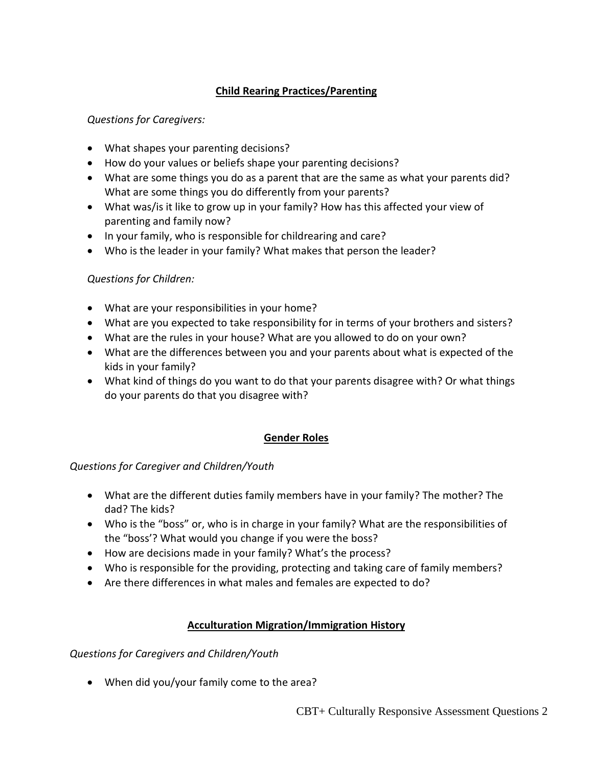## **Child Rearing Practices/Parenting**

*Questions for Caregivers:*

- What shapes your parenting decisions?
- How do your values or beliefs shape your parenting decisions?
- What are some things you do as a parent that are the same as what your parents did? What are some things you do differently from your parents?
- What was/is it like to grow up in your family? How has this affected your view of parenting and family now?
- In your family, who is responsible for childrearing and care?
- Who is the leader in your family? What makes that person the leader?

*Questions for Children:*

- What are your responsibilities in your home?
- What are you expected to take responsibility for in terms of your brothers and sisters?
- What are the rules in your house? What are you allowed to do on your own?
- What are the differences between you and your parents about what is expected of the kids in your family?
- What kind of things do you want to do that your parents disagree with? Or what things do your parents do that you disagree with?

## **Gender Roles**

*Questions for Caregiver and Children/Youth*

- What are the different duties family members have in your family? The mother? The dad? The kids?
- Who is the "boss" or, who is in charge in your family? What are the responsibilities of the "boss'? What would you change if you were the boss?
- How are decisions made in your family? What's the process?
- Who is responsible for the providing, protecting and taking care of family members?
- Are there differences in what males and females are expected to do?

## **Acculturation Migration/Immigration History**

*Questions for Caregivers and Children/Youth*

- When did you/your family come to the area?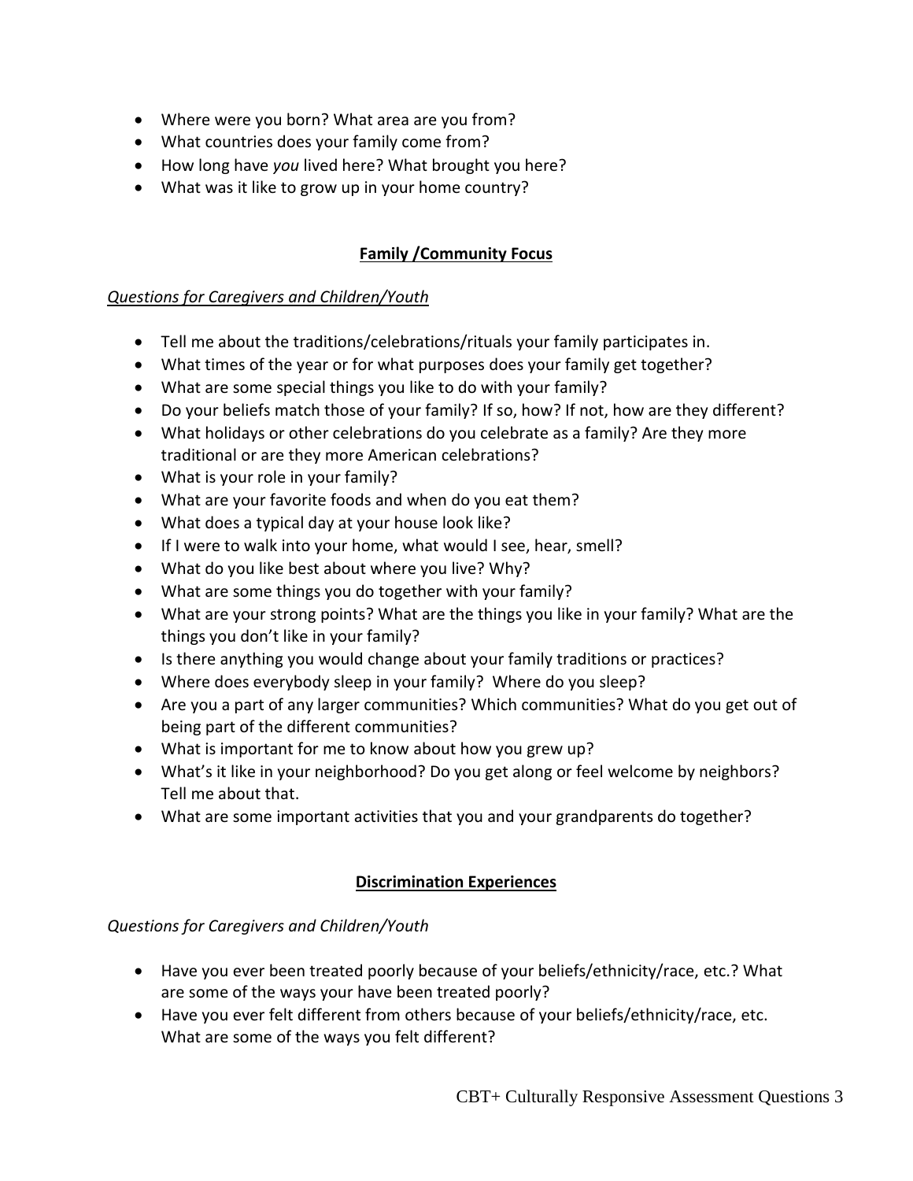- Where were you born? What area are you from?
- What countries does your family come from?
- How long have *you* lived here? What brought you here?
- What was it like to grow up in your home country?

## **Family /Community Focus**

*Questions for Caregivers and Children/Youth*

- Tell me about the traditions/celebrations/rituals your family participates in.
- What times of the year or for what purposes does your family get together?
- What are some special things you like to do with your family?
- Do your beliefs match those of your family? If so, how? If not, how are they different?
- What holidays or other celebrations do you celebrate as a family? Are they more traditional or are they more American celebrations?
- What is your role in your family?
- What are your favorite foods and when do you eat them?
- What does a typical day at your house look like?
- If I were to walk into your home, what would I see, hear, smell?
- What do you like best about where you live? Why?
- What are some things you do together with your family?
- What are your strong points? What are the things you like in your family? What are the things you don't like in your family?
- Is there anything you would change about your family traditions or practices?
- Where does everybody sleep in your family? Where do you sleep?
- Are you a part of any larger communities? Which communities? What do you get out of being part of the different communities?
- What is important for me to know about how you grew up?
- What's it like in your neighborhood? Do you get along or feel welcome by neighbors? Tell me about that.
- What are some important activities that you and your grandparents do together?

## **Discrimination Experiences**

*Questions for Caregivers and Children/Youth*

- Have you ever been treated poorly because of your beliefs/ethnicity/race, etc.? What are some of the ways your have been treated poorly?
- Have you ever felt different from others because of your beliefs/ethnicity/race, etc. What are some of the ways you felt different?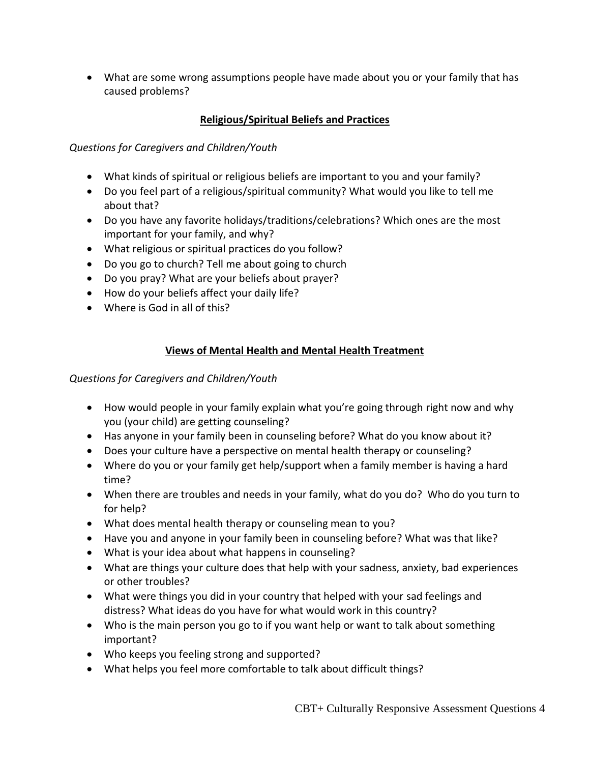- What are some wrong assumptions people have made about you or your family that has caused problems?

## Religious/Spiritual Beliefs and Practices

*Questions for Caregivers and Children/Youth*

- What kinds of spiritual or religious beliefs are important to you and your family?
- Do you feel part of a religious/spiritual community? What would you like to tell me about that?
- Do you have any favorite holidays/traditions/celebrations? Which ones are the most important for your family, and why?
- What religious or spiritual practices do you follow?
- Do you go to church? Tell me about going to church
- Do you pray? What are your beliefs about prayer?
- How do your beliefs affect your daily life?
- Where is God in all of this?

## Views of Mental Health and Mental Health Treatment

*Questions for Caregivers and Children/Youth*

- How would people in your family explain what you're going through right now and why you (your child) are getting counseling?
- Has anyone in your family been in counseling before? What do you know about it?
- Does your culture have a perspective on mental health therapy or counseling?
- Where do you or your family get help/support when a family member is having a hard time?
- When there are troubles and needs in your family, what do you do? Who do you turn to for help?
- What does mental health therapy or counseling mean to you?
- Have you and anyone in your family been in counseling before? What was that like?
- What is your idea about what happens in counseling?
- What are things your culture does that help with your sadness, anxiety, bad experiences or other troubles?
- What were things you did in your country that helped with your sad feelings and distress? What ideas do you have for what would work in this country?
- Who is the main person you go to if you want help or want to talk about something important?
- Who keeps you feeling strong and supported?
- What helps you feel more comfortable to talk about difficult things?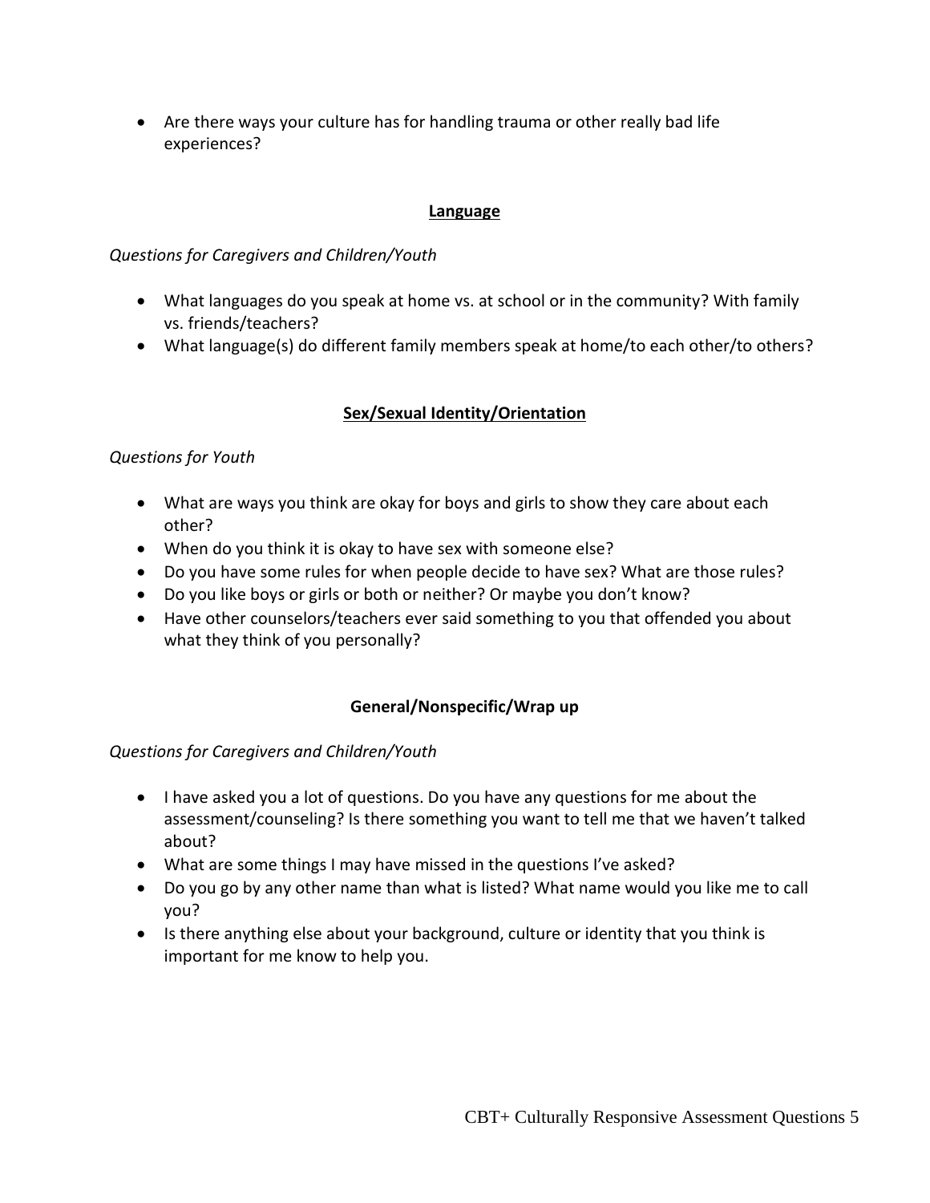- Are there ways your culture has for handling trauma or other really bad life experiences?

## Language

*Questions for Caregivers and Children/Youth*

- What languages do you speak at home vs. at school or in the community? With family vs. friends/teachers?
- What language(s) do different family members speak at home/to each other/to others?

## Sex/Sexual Identity/Orientation

*Questions for Youth*

- What are ways you think are okay for boys and girls to show they care about each other?
- When do you think it is okay to have sex with someone else?
- Do you have some rules for when people decide to have sex? What are those rules?
- Do you like boys or girls or both or neither? Or maybe you don't know?
- Have other counselors/teachers ever said something to you that offended you about what they think of you personally?

## General/Nonspecific/Wrap up

*Questions for Caregivers and Children/Youth*

- I have asked you a lot of questions. Do you have any questions for me about the assessment/counseling? Is there something you want to tell me that we haven't talked about?
- What are some things I may have missed in the questions I've asked?
- Do you go by any other name than what is listed? What name would you like me to call you?
- Is there anything else about your background, culture or identity that you think is important for me know to help you.